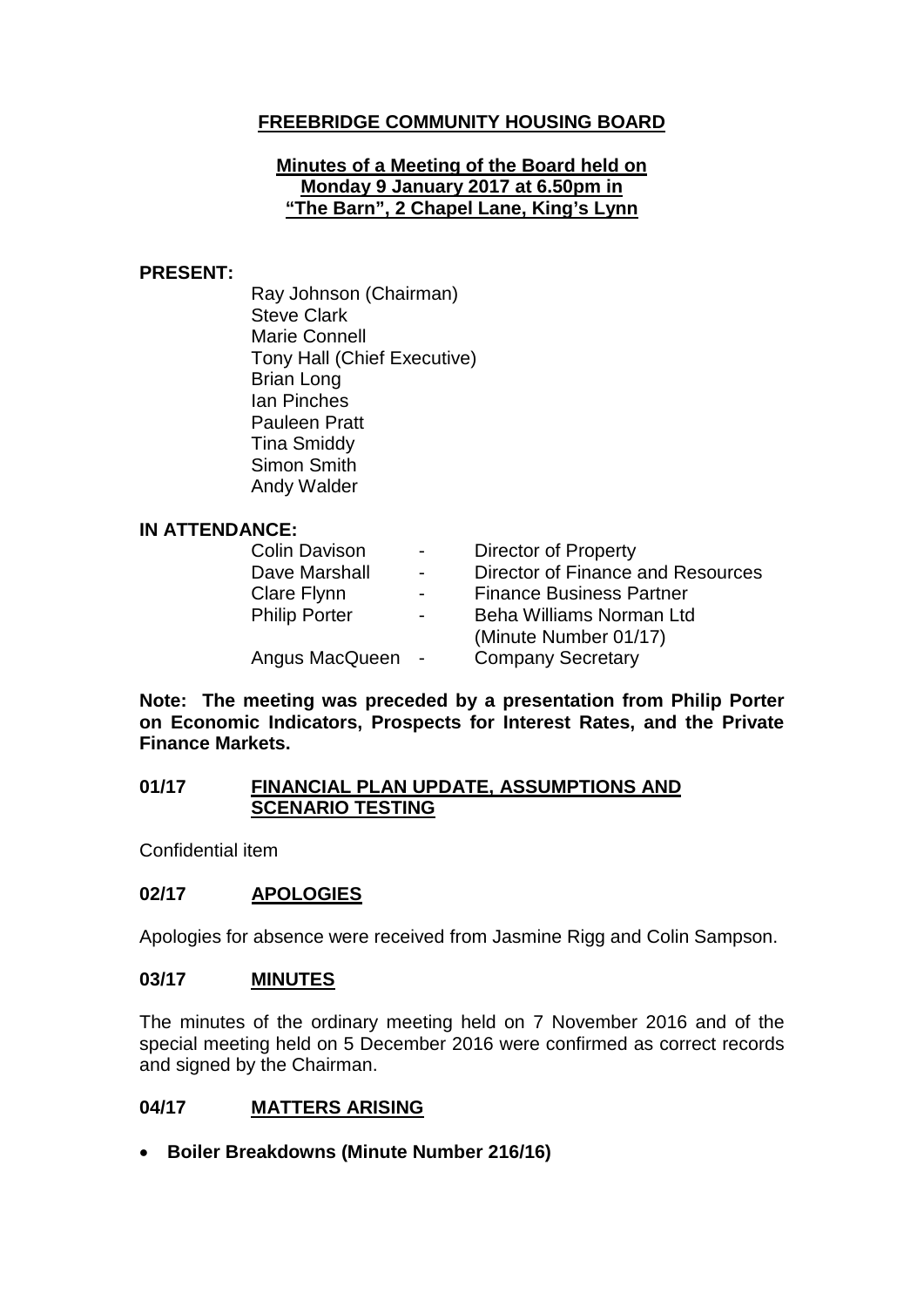# FREEBRIDGE COMMUNITY HOUSING BOARD

**Minutes of a Meeting of the Board held on Monday 9 January 2017 at 6.50pm in "The Barn", 2 Chapel Lane, King's Lynn**

**PRESENT:**

Ray Johnson (Chairman)
Steve Clark
Marie Connell
Tony Hall (Chief Executive)
Brian Long
Ian Pinches
Pauleen Pratt
Tina Smiddy
Simon Smith
Andy Walder

**IN ATTENDANCE:**

| | | |
|---|---|---|
| Colin Davison | - | Director of Property |
| Dave Marshall | - | Director of Finance and Resources |
| Clare Flynn | - | Finance Business Partner |
| Philip Porter | - | Beha Williams Norman Ltd (Minute Number 01/17) |
| Angus MacQueen | - | Company Secretary |

**Note: The meeting was preceded by a presentation from Philip Porter on Economic Indicators, Prospects for Interest Rates, and the Private Finance Markets.**

## 01/17 FINANCIAL PLAN UPDATE, ASSUMPTIONS AND SCENARIO TESTING

Confidential item

## 02/17 APOLOGIES

Apologies for absence were received from Jasmine Rigg and Colin Sampson.

## 03/17 MINUTES

The minutes of the ordinary meeting held on 7 November 2016 and of the special meeting held on 5 December 2016 were confirmed as correct records and signed by the Chairman.

## 04/17 MATTERS ARISING

- **Boiler Breakdowns (Minute Number 216/16)**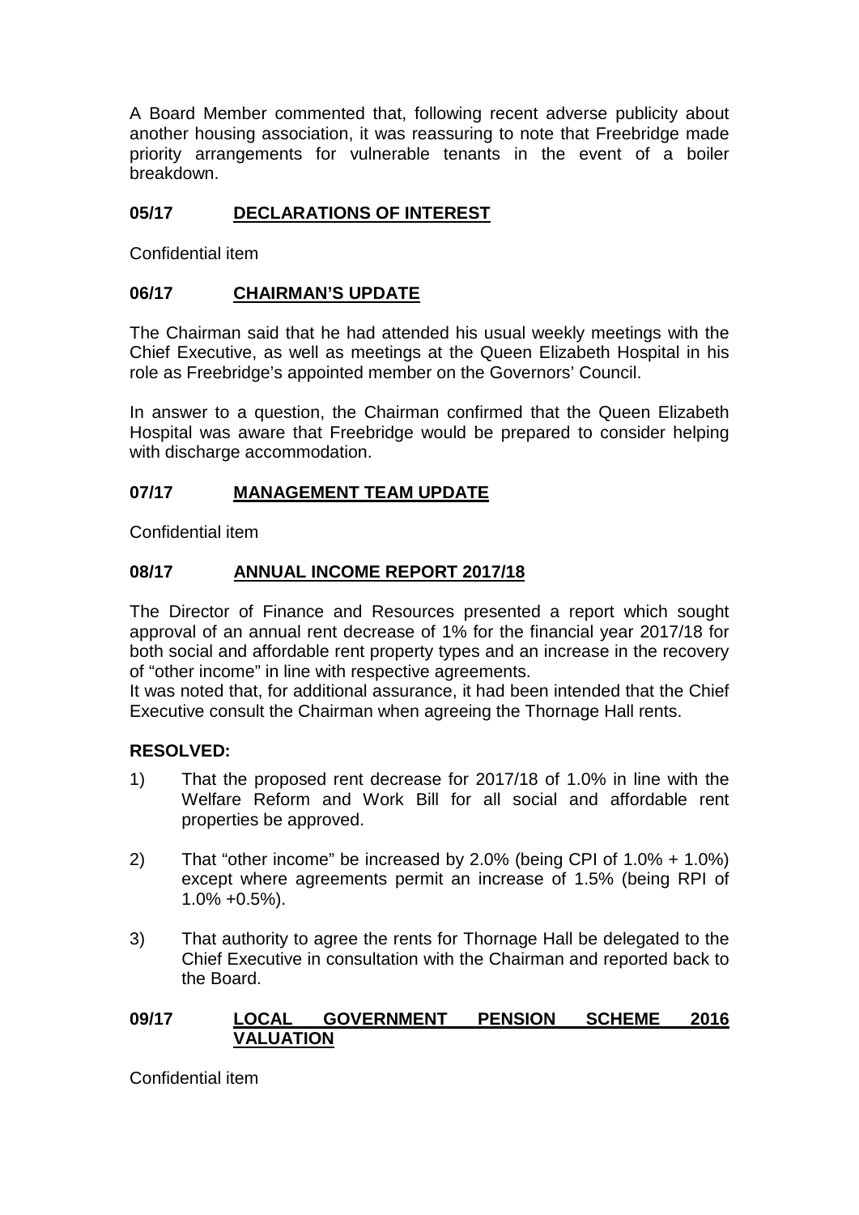A Board Member commented that, following recent adverse publicity about another housing association, it was reassuring to note that Freebridge made priority arrangements for vulnerable tenants in the event of a boiler breakdown.

## 05/17 DECLARATIONS OF INTEREST

Confidential item

## 06/17 CHAIRMAN'S UPDATE

The Chairman said that he had attended his usual weekly meetings with the Chief Executive, as well as meetings at the Queen Elizabeth Hospital in his role as Freebridge's appointed member on the Governors' Council.

In answer to a question, the Chairman confirmed that the Queen Elizabeth Hospital was aware that Freebridge would be prepared to consider helping with discharge accommodation.

## 07/17 MANAGEMENT TEAM UPDATE

Confidential item

## 08/17 ANNUAL INCOME REPORT 2017/18

The Director of Finance and Resources presented a report which sought approval of an annual rent decrease of 1% for the financial year 2017/18 for both social and affordable rent property types and an increase in the recovery of "other income" in line with respective agreements.

It was noted that, for additional assurance, it had been intended that the Chief Executive consult the Chairman when agreeing the Thornage Hall rents.

**RESOLVED:**

1) That the proposed rent decrease for 2017/18 of 1.0% in line with the Welfare Reform and Work Bill for all social and affordable rent properties be approved.

2) That "other income" be increased by 2.0% (being CPI of 1.0% + 1.0%) except where agreements permit an increase of 1.5% (being RPI of 1.0% +0.5%).

3) That authority to agree the rents for Thornage Hall be delegated to the Chief Executive in consultation with the Chairman and reported back to the Board.

## 09/17 LOCAL GOVERNMENT PENSION SCHEME 2016 VALUATION

Confidential item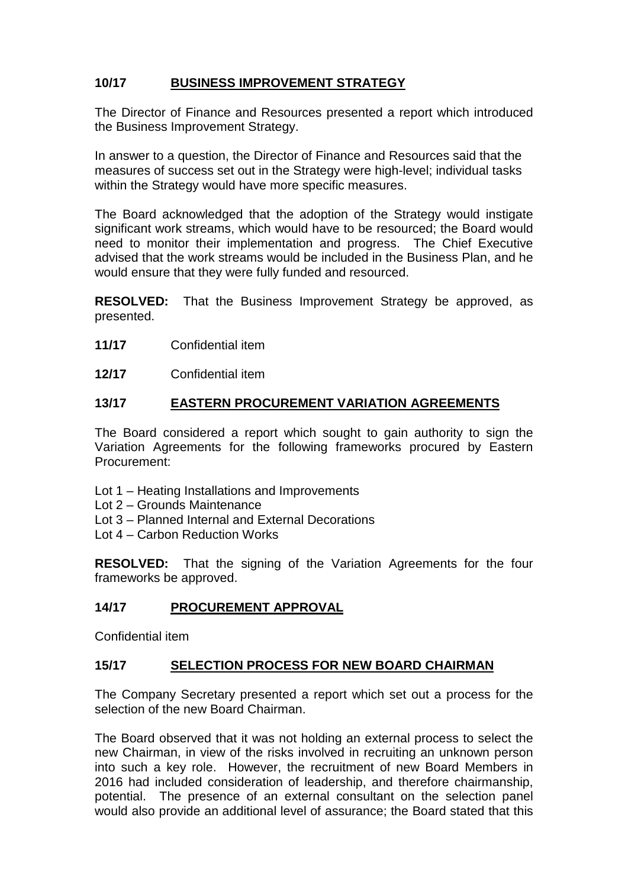## 10/17 BUSINESS IMPROVEMENT STRATEGY

The Director of Finance and Resources presented a report which introduced the Business Improvement Strategy.

In answer to a question, the Director of Finance and Resources said that the measures of success set out in the Strategy were high-level; individual tasks within the Strategy would have more specific measures.

The Board acknowledged that the adoption of the Strategy would instigate significant work streams, which would have to be resourced; the Board would need to monitor their implementation and progress. The Chief Executive advised that the work streams would be included in the Business Plan, and he would ensure that they were fully funded and resourced.

**RESOLVED:** That the Business Improvement Strategy be approved, as presented.

**11/17** Confidential item

**12/17** Confidential item

## 13/17 EASTERN PROCUREMENT VARIATION AGREEMENTS

The Board considered a report which sought to gain authority to sign the Variation Agreements for the following frameworks procured by Eastern Procurement:

- Lot 1 – Heating Installations and Improvements
- Lot 2 – Grounds Maintenance
- Lot 3 – Planned Internal and External Decorations
- Lot 4 – Carbon Reduction Works

**RESOLVED:** That the signing of the Variation Agreements for the four frameworks be approved.

## 14/17 PROCUREMENT APPROVAL

Confidential item

## 15/17 SELECTION PROCESS FOR NEW BOARD CHAIRMAN

The Company Secretary presented a report which set out a process for the selection of the new Board Chairman.

The Board observed that it was not holding an external process to select the new Chairman, in view of the risks involved in recruiting an unknown person into such a key role. However, the recruitment of new Board Members in 2016 had included consideration of leadership, and therefore chairmanship, potential. The presence of an external consultant on the selection panel would also provide an additional level of assurance; the Board stated that this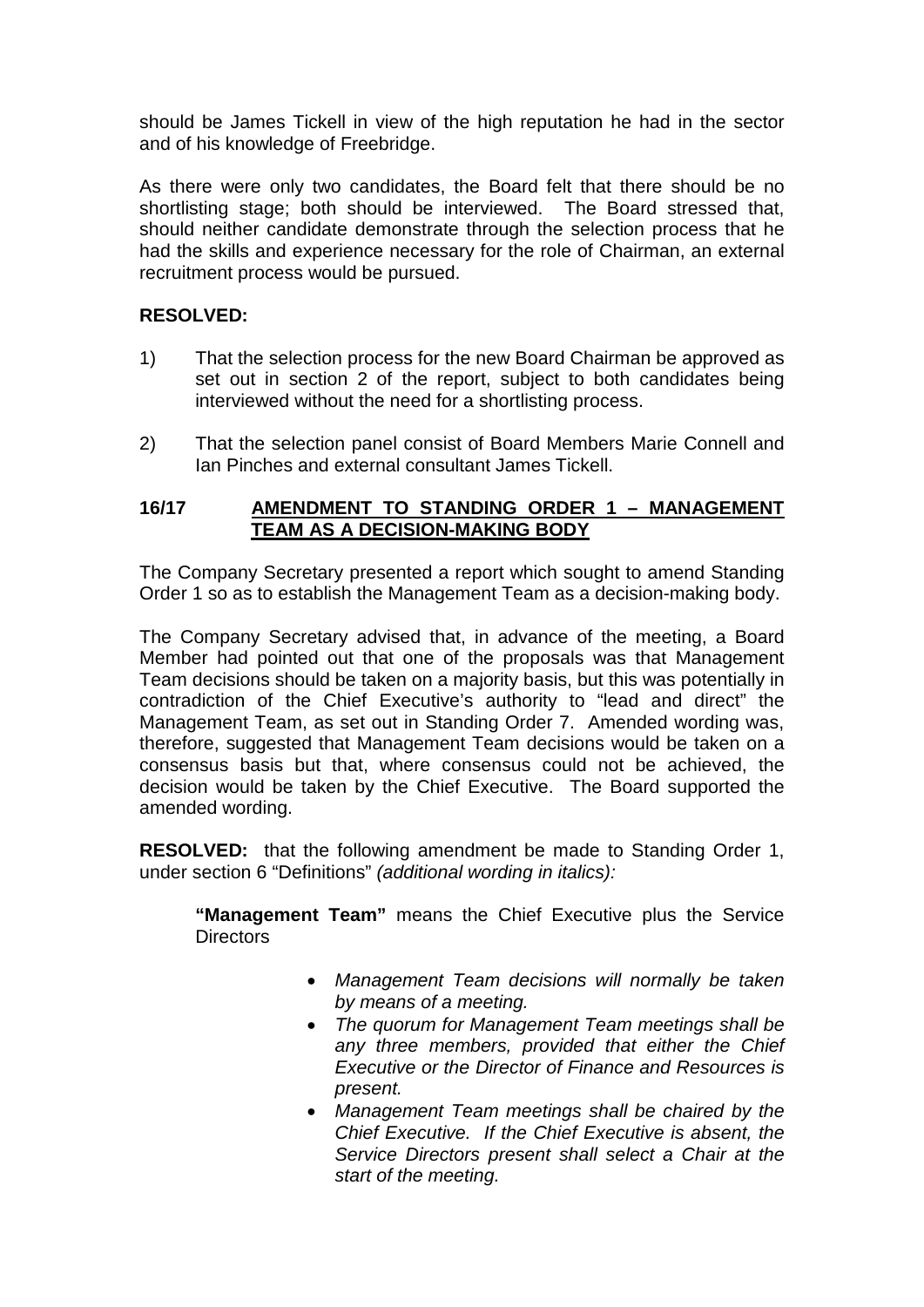should be James Tickell in view of the high reputation he had in the sector and of his knowledge of Freebridge.

As there were only two candidates, the Board felt that there should be no shortlisting stage; both should be interviewed. The Board stressed that, should neither candidate demonstrate through the selection process that he had the skills and experience necessary for the role of Chairman, an external recruitment process would be pursued.

**RESOLVED:**

1) That the selection process for the new Board Chairman be approved as set out in section 2 of the report, subject to both candidates being interviewed without the need for a shortlisting process.

2) That the selection panel consist of Board Members Marie Connell and Ian Pinches and external consultant James Tickell.

## 16/17 AMENDMENT TO STANDING ORDER 1 – MANAGEMENT TEAM AS A DECISION-MAKING BODY

The Company Secretary presented a report which sought to amend Standing Order 1 so as to establish the Management Team as a decision-making body.

The Company Secretary advised that, in advance of the meeting, a Board Member had pointed out that one of the proposals was that Management Team decisions should be taken on a majority basis, but this was potentially in contradiction of the Chief Executive's authority to "lead and direct" the Management Team, as set out in Standing Order 7. Amended wording was, therefore, suggested that Management Team decisions would be taken on a consensus basis but that, where consensus could not be achieved, the decision would be taken by the Chief Executive. The Board supported the amended wording.

**RESOLVED:** that the following amendment be made to Standing Order 1, under section 6 "Definitions" *(additional wording in italics):*

> **"Management Team"** means the Chief Executive plus the Service Directors
>
> - *Management Team decisions will normally be taken by means of a meeting.*
> - *The quorum for Management Team meetings shall be any three members, provided that either the Chief Executive or the Director of Finance and Resources is present.*
> - *Management Team meetings shall be chaired by the Chief Executive. If the Chief Executive is absent, the Service Directors present shall select a Chair at the start of the meeting.*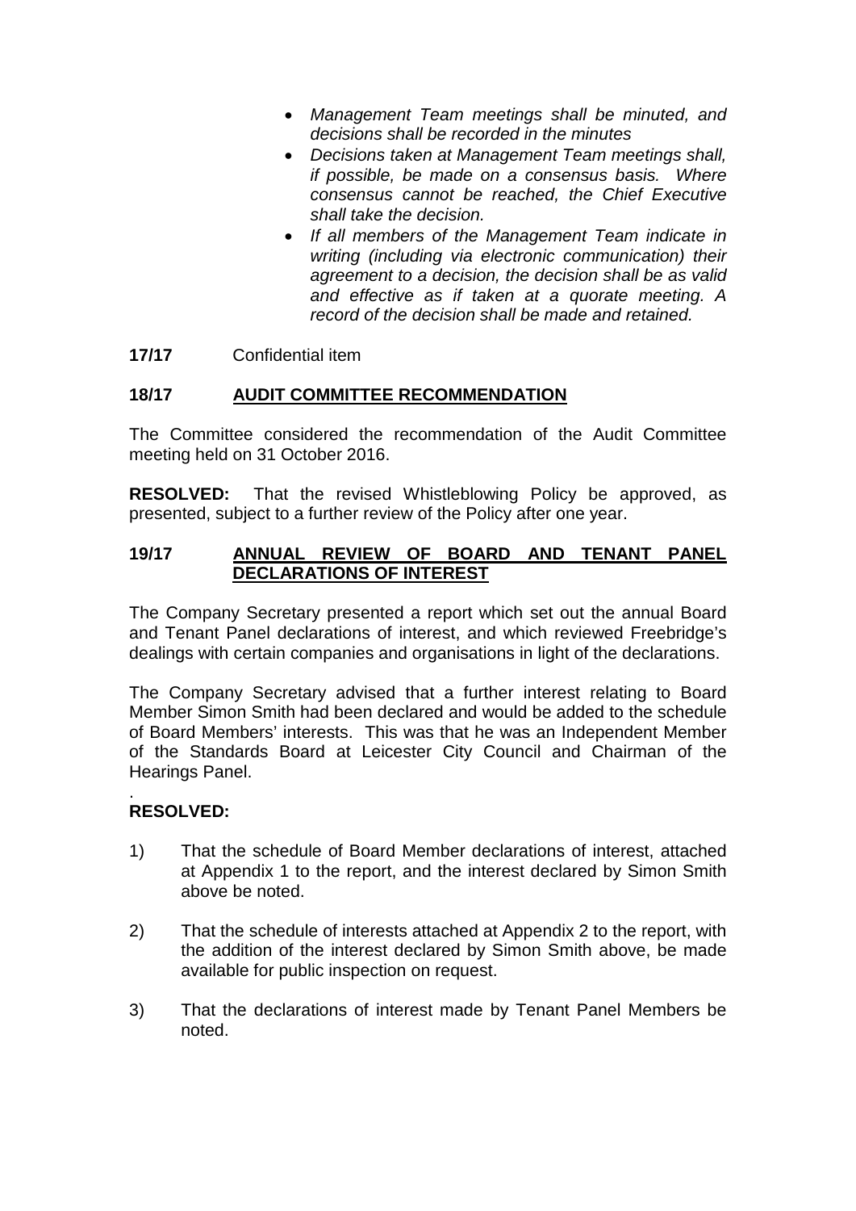- *Management Team meetings shall be minuted, and decisions shall be recorded in the minutes*
- *Decisions taken at Management Team meetings shall, if possible, be made on a consensus basis. Where consensus cannot be reached, the Chief Executive shall take the decision.*
- *If all members of the Management Team indicate in writing (including via electronic communication) their agreement to a decision, the decision shall be as valid and effective as if taken at a quorate meeting. A record of the decision shall be made and retained.*

**17/17** Confidential item

**18/17** **AUDIT COMMITTEE RECOMMENDATION**

The Committee considered the recommendation of the Audit Committee meeting held on 31 October 2016.

**RESOLVED:** That the revised Whistleblowing Policy be approved, as presented, subject to a further review of the Policy after one year.

**19/17** **ANNUAL REVIEW OF BOARD AND TENANT PANEL DECLARATIONS OF INTEREST**

The Company Secretary presented a report which set out the annual Board and Tenant Panel declarations of interest, and which reviewed Freebridge's dealings with certain companies and organisations in light of the declarations.

The Company Secretary advised that a further interest relating to Board Member Simon Smith had been declared and would be added to the schedule of Board Members' interests. This was that he was an Independent Member of the Standards Board at Leicester City Council and Chairman of the Hearings Panel.

.
**RESOLVED:**

1) That the schedule of Board Member declarations of interest, attached at Appendix 1 to the report, and the interest declared by Simon Smith above be noted.

2) That the schedule of interests attached at Appendix 2 to the report, with the addition of the interest declared by Simon Smith above, be made available for public inspection on request.

3) That the declarations of interest made by Tenant Panel Members be noted.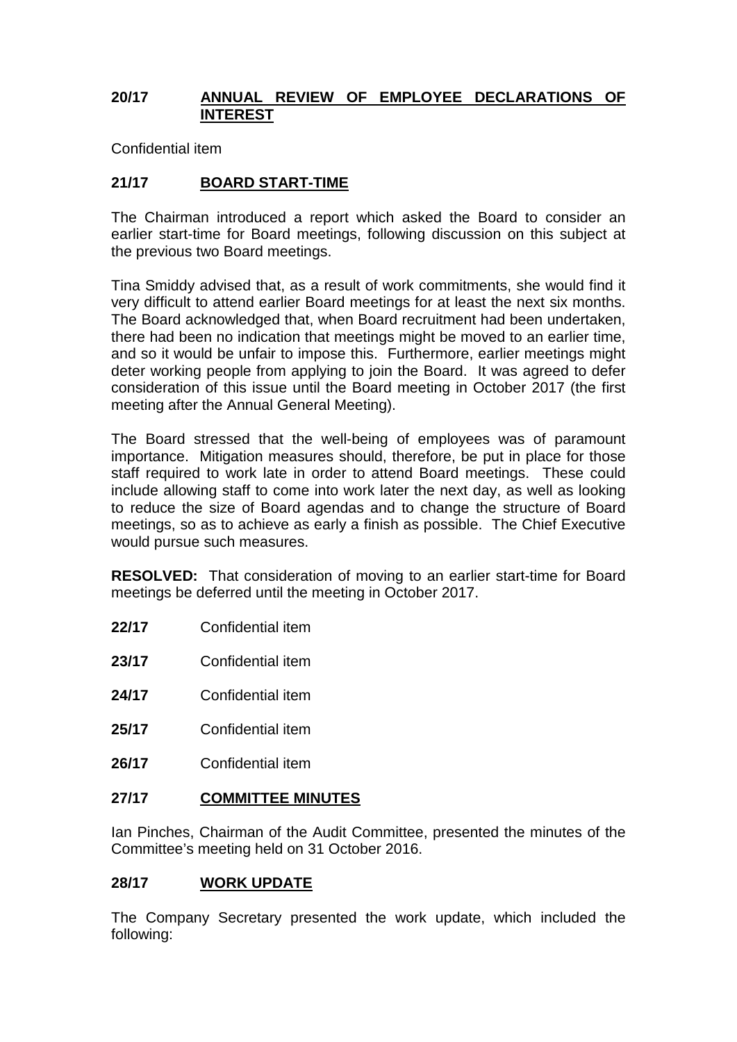**20/17 ANNUAL REVIEW OF EMPLOYEE DECLARATIONS OF INTEREST**

Confidential item

**21/17 BOARD START-TIME**

The Chairman introduced a report which asked the Board to consider an earlier start-time for Board meetings, following discussion on this subject at the previous two Board meetings.

Tina Smiddy advised that, as a result of work commitments, she would find it very difficult to attend earlier Board meetings for at least the next six months. The Board acknowledged that, when Board recruitment had been undertaken, there had been no indication that meetings might be moved to an earlier time, and so it would be unfair to impose this. Furthermore, earlier meetings might deter working people from applying to join the Board. It was agreed to defer consideration of this issue until the Board meeting in October 2017 (the first meeting after the Annual General Meeting).

The Board stressed that the well-being of employees was of paramount importance. Mitigation measures should, therefore, be put in place for those staff required to work late in order to attend Board meetings. These could include allowing staff to come into work later the next day, as well as looking to reduce the size of Board agendas and to change the structure of Board meetings, so as to achieve as early a finish as possible. The Chief Executive would pursue such measures.

**RESOLVED:** That consideration of moving to an earlier start-time for Board meetings be deferred until the meeting in October 2017.

**22/17** Confidential item

**23/17** Confidential item

**24/17** Confidential item

**25/17** Confidential item

**26/17** Confidential item

**27/17 COMMITTEE MINUTES**

Ian Pinches, Chairman of the Audit Committee, presented the minutes of the Committee's meeting held on 31 October 2016.

**28/17 WORK UPDATE**

The Company Secretary presented the work update, which included the following: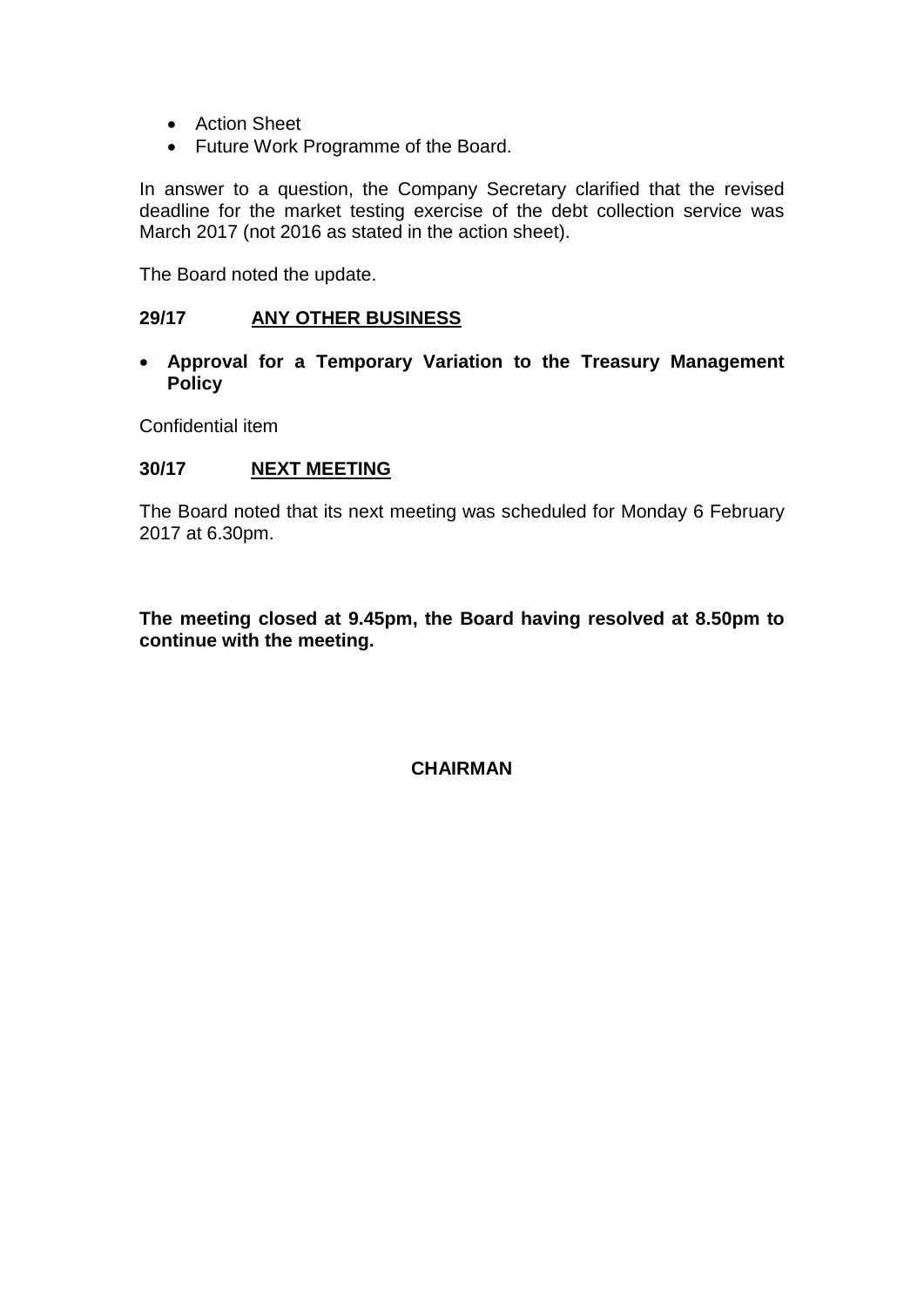- Action Sheet
- Future Work Programme of the Board.

In answer to a question, the Company Secretary clarified that the revised deadline for the market testing exercise of the debt collection service was March 2017 (not 2016 as stated in the action sheet).

The Board noted the update.

## 29/17 ANY OTHER BUSINESS

- **Approval for a Temporary Variation to the Treasury Management Policy**

Confidential item

## 30/17 NEXT MEETING

The Board noted that its next meeting was scheduled for Monday 6 February 2017 at 6.30pm.

**The meeting closed at 9.45pm, the Board having resolved at 8.50pm to continue with the meeting.**

**CHAIRMAN**